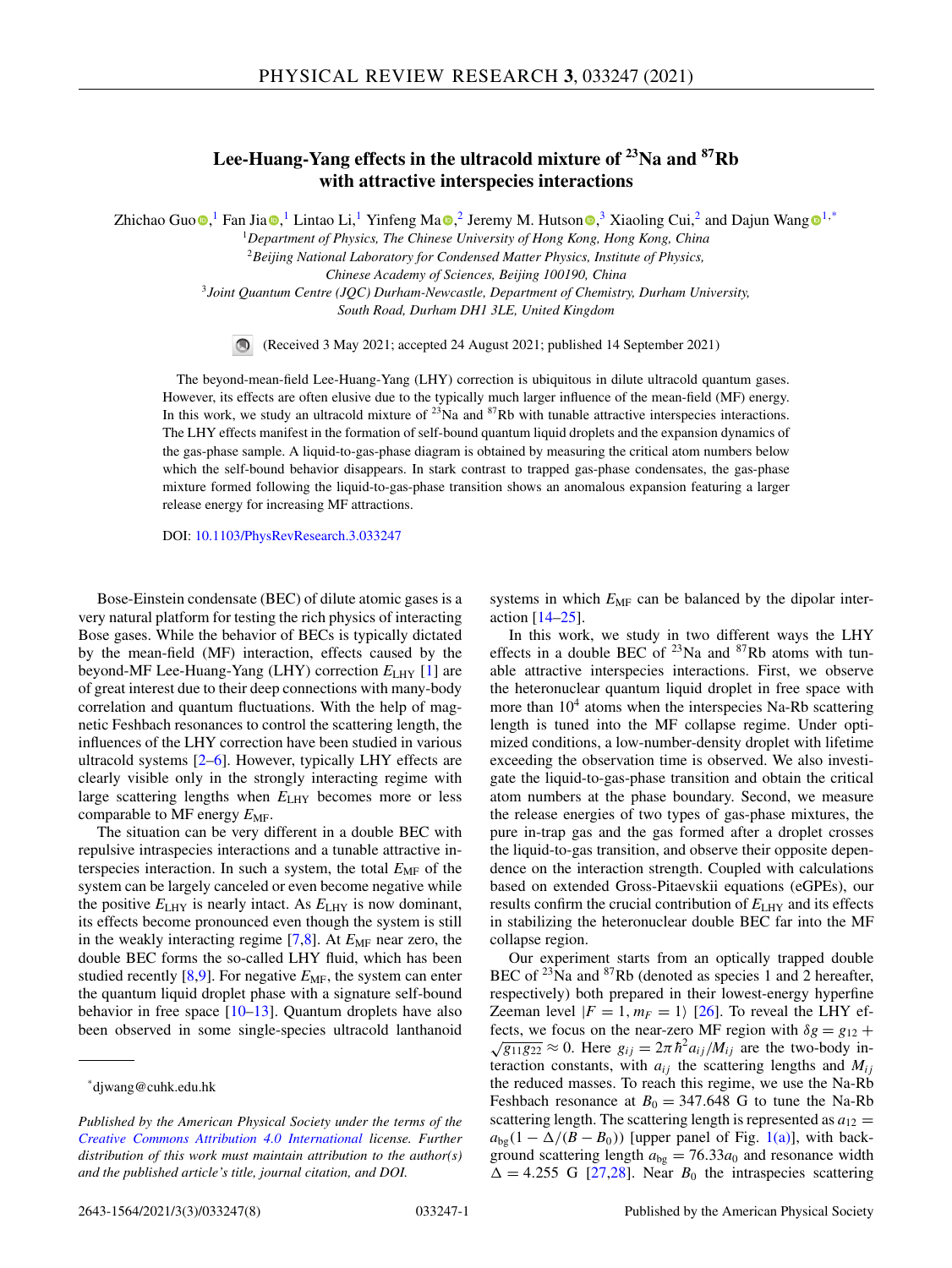# Lee-Huang-Yang effects in the ultracold mixture of $^{23}$Na and $^{87}$Rb with attractive interspecies interactions

Zhichao Guo,[1] Fan Jia,[1] Lintao Li,[1] Yinfeng Ma,[2] Jeremy M. Hutson,[3] Xiaoling Cui,[2] and Dajun Wang[1,*]

[1]Department of Physics, The Chinese University of Hong Kong, Hong Kong, China

[2]Beijing National Laboratory for Condensed Matter Physics, Institute of Physics, Chinese Academy of Sciences, Beijing 100190, China

[3]Joint Quantum Centre (JQC) Durham-Newcastle, Department of Chemistry, Durham University, South Road, Durham DH1 3LE, United Kingdom

(Received 3 May 2021; accepted 24 August 2021; published 14 September 2021)

The beyond-mean-field Lee-Huang-Yang (LHY) correction is ubiquitous in dilute ultracold quantum gases. However, its effects are often elusive due to the typically much larger influence of the mean-field (MF) energy. In this work, we study an ultracold mixture of $^{23}$Na and $^{87}$Rb with tunable attractive interspecies interactions. The LHY effects manifest in the formation of self-bound quantum liquid droplets and the expansion dynamics of the gas-phase sample. A liquid-to-gas-phase diagram is obtained by measuring the critical atom numbers below which the self-bound behavior disappears. In stark contrast to trapped gas-phase condensates, the gas-phase mixture formed following the liquid-to-gas-phase transition shows an anomalous expansion featuring a larger release energy for increasing MF attractions.

DOI: 10.1103/PhysRevResearch.3.033247

Bose-Einstein condensate (BEC) of dilute atomic gases is a very natural platform for testing the rich physics of interacting Bose gases. While the behavior of BECs is typically dictated by the mean-field (MF) interaction, effects caused by the beyond-MF Lee-Huang-Yang (LHY) correction $E_{\text{LHY}}$ [1] are of great interest due to their deep connections with many-body correlation and quantum fluctuations. With the help of magnetic Feshbach resonances to control the scattering length, the influences of the LHY correction have been studied in various ultracold systems [2–6]. However, typically LHY effects are clearly visible only in the strongly interacting regime with large scattering lengths when $E_{\text{LHY}}$ becomes more or less comparable to MF energy $E_{\text{MF}}$.

The situation can be very different in a double BEC with repulsive intraspecies interactions and a tunable attractive interspecies interaction. In such a system, the total $E_{\text{MF}}$ of the system can be largely canceled or even become negative while the positive $E_{\text{LHY}}$ is nearly intact. As $E_{\text{LHY}}$ is now dominant, its effects become pronounced even though the system is still in the weakly interacting regime [7,8]. At $E_{\text{MF}}$ near zero, the double BEC forms the so-called LHY fluid, which has been studied recently [8,9]. For negative $E_{\text{MF}}$, the system can enter the quantum liquid droplet phase with a signature self-bound behavior in free space [10–13]. Quantum droplets have also been observed in some single-species ultracold lanthanoid systems in which $E_{\text{MF}}$ can be balanced by the dipolar interaction [14–25].

In this work, we study in two different ways the LHY effects in a double BEC of $^{23}$Na and $^{87}$Rb atoms with tunable attractive interspecies interactions. First, we observe the heteronuclear quantum liquid droplet in free space with more than $10^4$ atoms when the interspecies Na-Rb scattering length is tuned into the MF collapse regime. Under optimized conditions, a low-number-density droplet with lifetime exceeding the observation time is observed. We also investigate the liquid-to-gas-phase transition and obtain the critical atom numbers at the phase boundary. Second, we measure the release energies of two types of gas-phase mixtures, the pure in-trap gas and the gas formed after a droplet crosses the liquid-to-gas transition, and observe their opposite dependence on the interaction strength. Coupled with calculations based on extended Gross-Pitaevskii equations (eGPEs), our results confirm the crucial contribution of $E_{\text{LHY}}$ and its effects in stabilizing the heteronuclear double BEC far into the MF collapse region.

Our experiment starts from an optically trapped double BEC of $^{23}$Na and $^{87}$Rb (denoted as species 1 and 2 hereafter, respectively) both prepared in their lowest-energy hyperfine Zeeman level $|F = 1, m_F = 1\rangle$ [26]. To reveal the LHY effects, we focus on the near-zero MF region with $\delta g = g_{12} + \sqrt{g_{11}g_{22}} \approx 0$. Here $g_{ij} = 2\pi\hbar^2 a_{ij}/M_{ij}$ are the two-body interaction constants, with $a_{ij}$ the scattering lengths and $M_{ij}$ the reduced masses. To reach this regime, we use the Na-Rb Feshbach resonance at $B_0 = 347.648$ G to tune the Na-Rb scattering length. The scattering length is represented as $a_{12} = a_{\text{bg}}(1 - \Delta/(B - B_0))$ [upper panel of Fig. 1(a)], with background scattering length $a_{\text{bg}} = 76.33a_0$ and resonance width $\Delta = 4.255$ G [27,28]. Near $B_0$ the intraspecies scattering

---

*djwang@cuhk.edu.hk

*Published by the American Physical Society under the terms of the Creative Commons Attribution 4.0 International license. Further distribution of this work must maintain attribution to the author(s) and the published article's title, journal citation, and DOI.*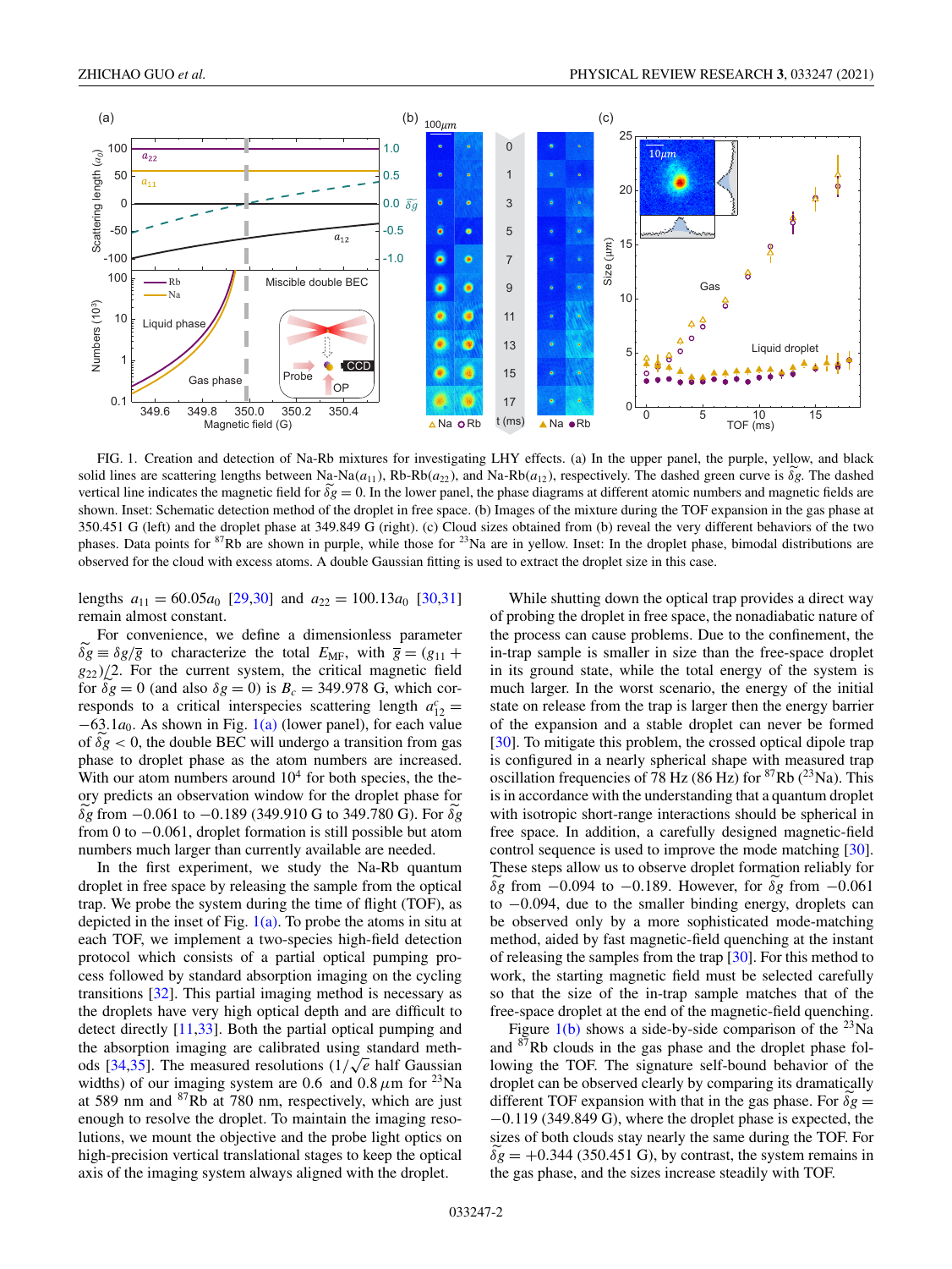FIG. 1. Creation and detection of Na-Rb mixtures for investigating LHY effects. (a) In the upper panel, the purple, yellow, and black solid lines are scattering lengths between Na-Na($a_{11}$), Rb-Rb($a_{22}$), and Na-Rb($a_{12}$), respectively. The dashed green curve is $\widetilde{\delta g}$. The dashed vertical line indicates the magnetic field for $\widetilde{\delta g} = 0$. In the lower panel, the phase diagrams at different atomic numbers and magnetic fields are shown. Inset: Schematic detection method of the droplet in free space. (b) Images of the mixture during the TOF expansion in the gas phase at 350.451 G (left) and the droplet phase at 349.849 G (right). (c) Cloud sizes obtained from (b) reveal the very different behaviors of the two phases. Data points for $^{87}$Rb are shown in purple, while those for $^{23}$Na are in yellow. Inset: In the droplet phase, bimodal distributions are observed for the cloud with excess atoms. A double Gaussian fitting is used to extract the droplet size in this case.

lengths $a_{11} = 60.05a_0$ [29,30] and $a_{22} = 100.13a_0$ [30,31] remain almost constant.

For convenience, we define a dimensionless parameter $\widetilde{\delta g} \equiv \delta g/\overline{g}$ to characterize the total $E_{\mathrm{MF}}$, with $\overline{g} = (g_{11} + g_{22})/2$. For the current system, the critical magnetic field for $\widetilde{\delta g} = 0$ (and also $\delta g = 0$) is $B_c = 349.978$ G, which corresponds to a critical interspecies scattering length $a_{12}^c = -63.1a_0$. As shown in Fig. 1(a) (lower panel), for each value of $\widetilde{\delta g} < 0$, the double BEC will undergo a transition from gas phase to droplet phase as the atom numbers are increased. With our atom numbers around $10^4$ for both species, the theory predicts an observation window for the droplet phase for $\widetilde{\delta g}$ from $-0.061$ to $-0.189$ (349.910 G to 349.780 G). For $\widetilde{\delta g}$ from 0 to $-0.061$, droplet formation is still possible but atom numbers much larger than currently available are needed.

In the first experiment, we study the Na-Rb quantum droplet in free space by releasing the sample from the optical trap. We probe the system during the time of flight (TOF), as depicted in the inset of Fig. 1(a). To probe the atoms in situ at each TOF, we implement a two-species high-field detection protocol which consists of a partial optical pumping process followed by standard absorption imaging on the cycling transitions [32]. This partial imaging method is necessary as the droplets have very high optical depth and are difficult to detect directly [11,33]. Both the partial optical pumping and the absorption imaging are calibrated using standard methods [34,35]. The measured resolutions ($1/\sqrt{e}$ half Gaussian widths) of our imaging system are 0.6 and 0.8 $\mu$m for $^{23}$Na at 589 nm and $^{87}$Rb at 780 nm, respectively, which are just enough to resolve the droplet. To maintain the imaging resolutions, we mount the objective and the probe light optics on high-precision vertical translational stages to keep the optical axis of the imaging system always aligned with the droplet.

While shutting down the optical trap provides a direct way of probing the droplet in free space, the nonadiabatic nature of the process can cause problems. Due to the confinement, the in-trap sample is smaller in size than the free-space droplet in its ground state, while the total energy of the system is much larger. In the worst scenario, the energy of the initial state on release from the trap is larger then the energy barrier of the expansion and a stable droplet can never be formed [30]. To mitigate this problem, the crossed optical dipole trap is configured in a nearly spherical shape with measured trap oscillation frequencies of 78 Hz (86 Hz) for $^{87}$Rb ($^{23}$Na). This is in accordance with the understanding that a quantum droplet with isotropic short-range interactions should be spherical in free space. In addition, a carefully designed magnetic-field control sequence is used to improve the mode matching [30]. These steps allow us to observe droplet formation reliably for $\widetilde{\delta g}$ from $-0.094$ to $-0.189$. However, for $\widetilde{\delta g}$ from $-0.061$ to $-0.094$, due to the smaller binding energy, droplets can be observed only by a more sophisticated mode-matching method, aided by fast magnetic-field quenching at the instant of releasing the samples from the trap [30]. For this method to work, the starting magnetic field must be selected carefully so that the size of the in-trap sample matches that of the free-space droplet at the end of the magnetic-field quenching.

Figure 1(b) shows a side-by-side comparison of the $^{23}$Na and $^{87}$Rb clouds in the gas phase and the droplet phase following the TOF. The signature self-bound behavior of the droplet can be observed clearly by comparing its dramatically different TOF expansion with that in the gas phase. For $\widetilde{\delta g} = -0.119$ (349.849 G), where the droplet phase is expected, the sizes of both clouds stay nearly the same during the TOF. For $\widetilde{\delta g} = +0.344$ (350.451 G), by contrast, the system remains in the gas phase, and the sizes increase steadily with TOF.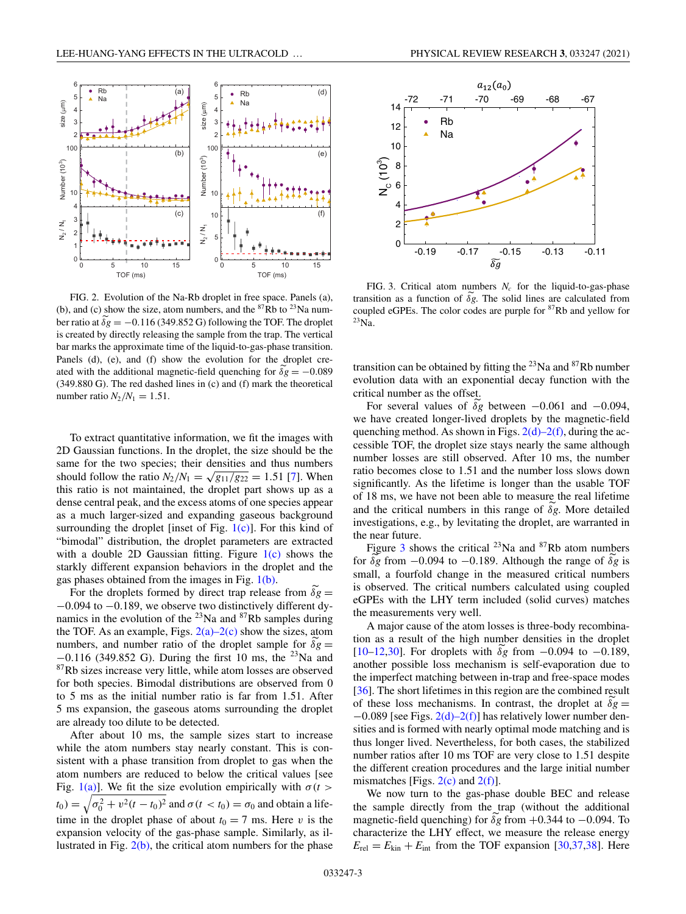FIG. 2. Evolution of the Na-Rb droplet in free space. Panels (a), (b), and (c) show the size, atom numbers, and the $^{87}$Rb to $^{23}$Na number ratio at $\widetilde{\delta g} = -0.116$ (349.852 G) following the TOF. The droplet is created by directly releasing the sample from the trap. The vertical bar marks the approximate time of the liquid-to-gas-phase transition. Panels (d), (e), and (f) show the evolution for the droplet created with the additional magnetic-field quenching for $\widetilde{\delta g} = -0.089$ (349.880 G). The red dashed lines in (c) and (f) mark the theoretical number ratio $N_2/N_1 = 1.51$.

To extract quantitative information, we fit the images with 2D Gaussian functions. In the droplet, the size should be the same for the two species; their densities and thus numbers should follow the ratio $N_2/N_1 = \sqrt{g_{11}/g_{22}} = 1.51$ [7]. When this ratio is not maintained, the droplet part shows up as a dense central peak, and the excess atoms of one species appear as a much larger-sized and expanding gaseous background surrounding the droplet [inset of Fig. 1(c)]. For this kind of "bimodal" distribution, the droplet parameters are extracted with a double 2D Gaussian fitting. Figure 1(c) shows the starkly different expansion behaviors in the droplet and the gas phases obtained from the images in Fig. 1(b).

For the droplets formed by direct trap release from $\widetilde{\delta g} = -0.094$ to $-0.189$, we observe two distinctively different dynamics in the evolution of the $^{23}$Na and $^{87}$Rb samples during the TOF. As an example, Figs. 2(a)–2(c) show the sizes, atom numbers, and number ratio of the droplet sample for $\widetilde{\delta g} = -0.116$ (349.852 G). During the first 10 ms, the $^{23}$Na and $^{87}$Rb sizes increase very little, while atom losses are observed for both species. Bimodal distributions are observed from 0 to 5 ms as the initial number ratio is far from 1.51. After 5 ms expansion, the gaseous atoms surrounding the droplet are already too dilute to be detected.

After about 10 ms, the sample sizes start to increase while the atom numbers stay nearly constant. This is consistent with a phase transition from droplet to gas when the atom numbers are reduced to below the critical values [see Fig. 1(a)]. We fit the size evolution empirically with $\sigma(t > t_0) = \sqrt{\sigma_0^2 + v^2(t - t_0)^2}$ and $\sigma(t < t_0) = \sigma_0$ and obtain a lifetime in the droplet phase of about $t_0 = 7$ ms. Here $v$ is the expansion velocity of the gas-phase sample. Similarly, as illustrated in Fig. 2(b), the critical atom numbers for the phase transition can be obtained by fitting the $^{23}$Na and $^{87}$Rb number evolution data with an exponential decay function with the critical number as the offset.

FIG. 3. Critical atom numbers $N_c$ for the liquid-to-gas-phase transition as a function of $\widetilde{\delta g}$. The solid lines are calculated from coupled eGPEs. The color codes are purple for $^{87}$Rb and yellow for $^{23}$Na.

For several values of $\widetilde{\delta g}$ between $-0.061$ and $-0.094$, we have created longer-lived droplets by the magnetic-field quenching method. As shown in Figs. 2(d)–2(f), during the accessible TOF, the droplet size stays nearly the same although number losses are still observed. After 10 ms, the number ratio becomes close to 1.51 and the number loss slows down significantly. As the lifetime is longer than the usable TOF of 18 ms, we have not been able to measure the real lifetime and the critical numbers in this range of $\widetilde{\delta g}$. More detailed investigations, e.g., by levitating the droplet, are warranted in the near future.

Figure 3 shows the critical $^{23}$Na and $^{87}$Rb atom numbers for $\widetilde{\delta g}$ from $-0.094$ to $-0.189$. Although the range of $\widetilde{\delta g}$ is small, a fourfold change in the measured critical numbers is observed. The critical numbers calculated using coupled eGPEs with the LHY term included (solid curves) matches the measurements very well.

A major cause of the atom losses is three-body recombination as a result of the high number densities in the droplet [10–12,30]. For droplets with $\widetilde{\delta g}$ from $-0.094$ to $-0.189$, another possible loss mechanism is self-evaporation due to the imperfect matching between in-trap and free-space modes [36]. The short lifetimes in this region are the combined result of these loss mechanisms. In contrast, the droplet at $\widetilde{\delta g} = -0.089$ [see Figs. 2(d)–2(f)] has relatively lower number densities and is formed with nearly optimal mode matching and is thus longer lived. Nevertheless, for both cases, the stabilized number ratios after 10 ms TOF are very close to 1.51 despite the different creation procedures and the large initial number mismatches [Figs. 2(c) and 2(f)].

We now turn to the gas-phase double BEC and release the sample directly from the trap (without the additional magnetic-field quenching) for $\widetilde{\delta g}$ from $+0.344$ to $-0.094$. To characterize the LHY effect, we measure the release energy $E_{\text{rel}} = E_{\text{kin}} + E_{\text{int}}$ from the TOF expansion [30,37,38]. Here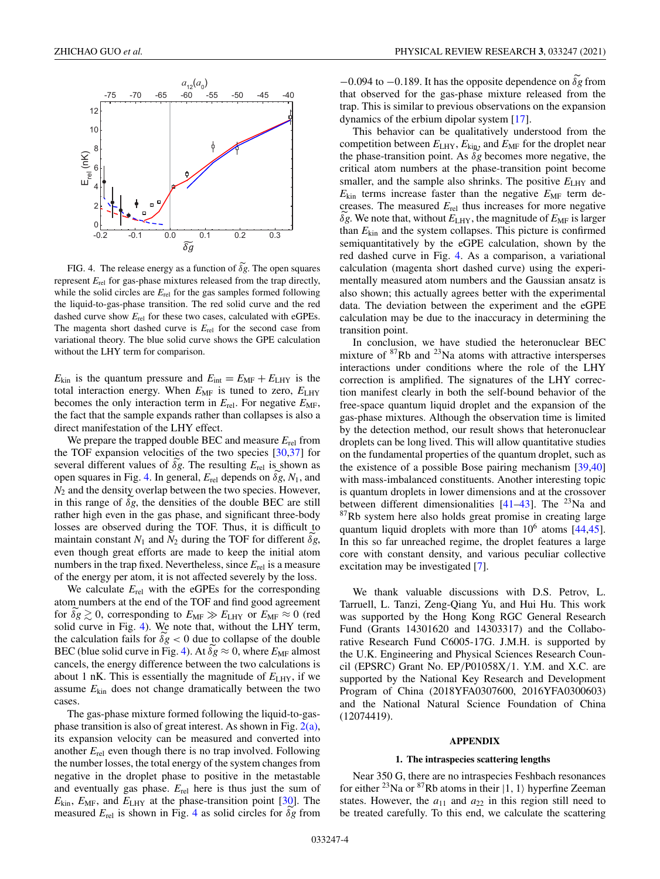FIG. 4. The release energy as a function of $\widetilde{\delta g}$. The open squares represent $E_{\rm rel}$ for gas-phase mixtures released from the trap directly, while the solid circles are $E_{\rm rel}$ for the gas samples formed following the liquid-to-gas-phase transition. The red solid curve and the red dashed curve show $E_{\rm rel}$ for these two cases, calculated with eGPEs. The magenta short dashed curve is $E_{\rm rel}$ for the second case from variational theory. The blue solid curve shows the GPE calculation without the LHY term for comparison.

$E_{\rm kin}$ is the quantum pressure and $E_{\rm int} = E_{\rm MF} + E_{\rm LHY}$ is the total interaction energy. When $E_{\rm MF}$ is tuned to zero, $E_{\rm LHY}$ becomes the only interaction term in $E_{\rm rel}$. For negative $E_{\rm MF}$, the fact that the sample expands rather than collapses is also a direct manifestation of the LHY effect.

We prepare the trapped double BEC and measure $E_{\rm rel}$ from the TOF expansion velocities of the two species [30,37] for several different values of $\widetilde{\delta g}$. The resulting $E_{\rm rel}$ is shown as open squares in Fig. 4. In general, $E_{\rm rel}$ depends on $\widetilde{\delta g}$, $N_1$, and $N_2$ and the density overlap between the two species. However, in this range of $\widetilde{\delta g}$, the densities of the double BEC are still rather high even in the gas phase, and significant three-body losses are observed during the TOF. Thus, it is difficult to maintain constant $N_1$ and $N_2$ during the TOF for different $\widetilde{\delta g}$, even though great efforts are made to keep the initial atom numbers in the trap fixed. Nevertheless, since $E_{\rm rel}$ is a measure of the energy per atom, it is not affected severely by the loss.

We calculate $E_{\rm rel}$ with the eGPEs for the corresponding atom numbers at the end of the TOF and find good agreement for $\widetilde{\delta g} \gtrsim 0$, corresponding to $E_{\rm MF} \gg E_{\rm LHY}$ or $E_{\rm MF} \approx 0$ (red solid curve in Fig. 4). We note that, without the LHY term, the calculation fails for $\widetilde{\delta g} < 0$ due to collapse of the double BEC (blue solid curve in Fig. 4). At $\widetilde{\delta g} \approx 0$, where $E_{\rm MF}$ almost cancels, the energy difference between the two calculations is about 1 nK. This is essentially the magnitude of $E_{\rm LHY}$, if we assume $E_{\rm kin}$ does not change dramatically between the two cases.

The gas-phase mixture formed following the liquid-to-gas-phase transition is also of great interest. As shown in Fig. 2(a), its expansion velocity can be measured and converted into another $E_{\rm rel}$ even though there is no trap involved. Following the number losses, the total energy of the system changes from negative in the droplet phase to positive in the metastable and eventually gas phase. $E_{\rm rel}$ here is thus just the sum of $E_{\rm kin}$, $E_{\rm MF}$, and $E_{\rm LHY}$ at the phase-transition point [30]. The measured $E_{\rm rel}$ is shown in Fig. 4 as solid circles for $\widetilde{\delta g}$ from $-0.094$ to $-0.189$. It has the opposite dependence on $\widetilde{\delta g}$ from that observed for the gas-phase mixture released from the trap. This is similar to previous observations on the expansion dynamics of the erbium dipolar system [17].

This behavior can be qualitatively understood from the competition between $E_{\rm LHY}$, $E_{\rm kin}$, and $E_{\rm MF}$ for the droplet near the phase-transition point. As $\widetilde{\delta g}$ becomes more negative, the critical atom numbers at the phase-transition point become smaller, and the sample also shrinks. The positive $E_{\rm LHY}$ and $E_{\rm kin}$ terms increase faster than the negative $E_{\rm MF}$ term decreases. The measured $E_{\rm rel}$ thus increases for more negative $\widetilde{\delta g}$. We note that, without $E_{\rm LHY}$, the magnitude of $E_{\rm MF}$ is larger than $E_{\rm kin}$ and the system collapses. This picture is confirmed semiquantitatively by the eGPE calculation, shown by the red dashed curve in Fig. 4. As a comparison, a variational calculation (magenta short dashed curve) using the experimentally measured atom numbers and the Gaussian ansatz is also shown; this actually agrees better with the experimental data. The deviation between the experiment and the eGPE calculation may be due to the inaccuracy in determining the transition point.

In conclusion, we have studied the heteronuclear BEC mixture of $^{87}$Rb and $^{23}$Na atoms with attractive intersperses interactions under conditions where the role of the LHY correction is amplified. The signatures of the LHY correction manifest clearly in both the self-bound behavior of the free-space quantum liquid droplet and the expansion of the gas-phase mixtures. Although the observation time is limited by the detection method, our result shows that heteronuclear droplets can be long lived. This will allow quantitative studies on the fundamental properties of the quantum droplet, such as the existence of a possible Bose pairing mechanism [39,40] with mass-imbalanced constituents. Another interesting topic is quantum droplets in lower dimensions and at the crossover between different dimensionalities [41–43]. The $^{23}$Na and $^{87}$Rb system here also holds great promise in creating large quantum liquid droplets with more than $10^6$ atoms [44,45]. In this so far unreached regime, the droplet features a large core with constant density, and various peculiar collective excitation may be investigated [7].

We thank valuable discussions with D.S. Petrov, L. Tarruell, L. Tanzi, Zeng-Qiang Yu, and Hui Hu. This work was supported by the Hong Kong RGC General Research Fund (Grants 14301620 and 14303317) and the Collaborative Research Fund C6005-17G. J.M.H. is supported by the U.K. Engineering and Physical Sciences Research Council (EPSRC) Grant No. EP/P01058X/1. Y.M. and X.C. are supported by the National Key Research and Development Program of China (2018YFA0307600, 2016YFA0300603) and the National Natural Science Foundation of China (12074419).

## APPENDIX

### 1. The intraspecies scattering lengths

Near 350 G, there are no intraspecies Feshbach resonances for either $^{23}$Na or $^{87}$Rb atoms in their $|1, 1\rangle$ hyperfine Zeeman states. However, the $a_{11}$ and $a_{22}$ in this region still need to be treated carefully. To this end, we calculate the scattering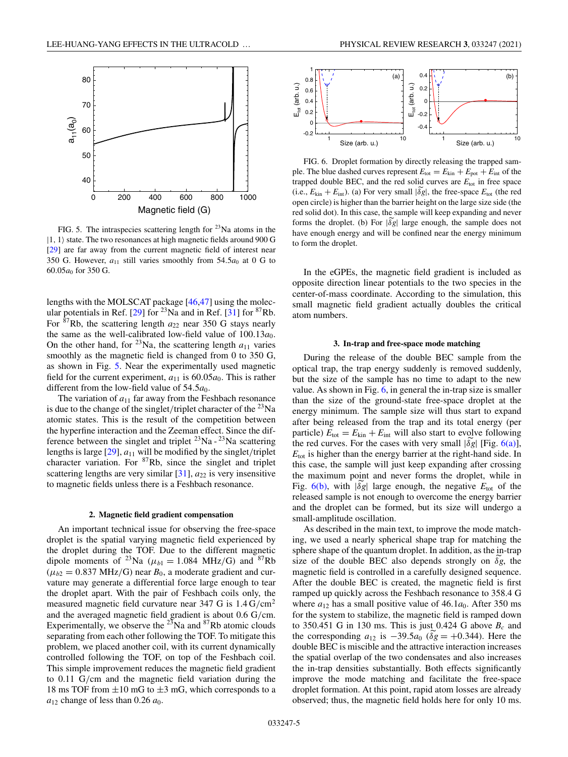FIG. 5. The intraspecies scattering length for $^{23}$Na atoms in the $|1, 1\rangle$ state. The two resonances at high magnetic fields around 900 G [29] are far away from the current magnetic field of interest near 350 G. However, $a_{11}$ still varies smoothly from $54.5a_0$ at 0 G to $60.05a_0$ for 350 G.

lengths with the MOLSCAT package [46,47] using the molecular potentials in Ref. [29] for $^{23}$Na and in Ref. [31] for $^{87}$Rb. For $^{87}$Rb, the scattering length $a_{22}$ near 350 G stays nearly the same as the well-calibrated low-field value of $100.13a_0$. On the other hand, for $^{23}$Na, the scattering length $a_{11}$ varies smoothly as the magnetic field is changed from 0 to 350 G, as shown in Fig. 5. Near the experimentally used magnetic field for the current experiment, $a_{11}$ is $60.05a_0$. This is rather different from the low-field value of $54.5a_0$.

The variation of $a_{11}$ far away from the Feshbach resonance is due to the change of the singlet/triplet character of the $^{23}$Na atomic states. This is the result of the competition between the hyperfine interaction and the Zeeman effect. Since the difference between the singlet and triplet $^{23}$Na - $^{23}$Na scattering lengths is large [29], $a_{11}$ will be modified by the singlet/triplet character variation. For $^{87}$Rb, since the singlet and triplet scattering lengths are very similar [31], $a_{22}$ is very insensitive to magnetic fields unless there is a Feshbach resonance.

### 2. Magnetic field gradient compensation

An important technical issue for observing the free-space droplet is the spatial varying magnetic field experienced by the droplet during the TOF. Due to the different magnetic dipole moments of $^{23}$Na ($\mu_{b1} = 1.084$ MHz/G) and $^{87}$Rb ($\mu_{b2} = 0.837$ MHz/G) near $B_0$, a moderate gradient and curvature may generate a differential force large enough to tear the droplet apart. With the pair of Feshbach coils only, the measured magnetic field curvature near 347 G is $1.4\,\mathrm{G/cm^2}$ and the averaged magnetic field gradient is about 0.6 G/cm. Experimentally, we observe the $^{23}$Na and $^{87}$Rb atomic clouds separating from each other following the TOF. To mitigate this problem, we placed another coil, with its current dynamically controlled following the TOF, on top of the Feshbach coil. This simple improvement reduces the magnetic field gradient to 0.11 G/cm and the magnetic field variation during the 18 ms TOF from $\pm 10$ mG to $\pm 3$ mG, which corresponds to a $a_{12}$ change of less than $0.26\,a_0$.

FIG. 6. Droplet formation by directly releasing the trapped sample. The blue dashed curves represent $E_{\mathrm{tot}} = E_{\mathrm{kin}} + E_{\mathrm{pot}} + E_{\mathrm{int}}$ of the trapped double BEC, and the red solid curves are $E_{\mathrm{tot}}$ in free space (i.e., $E_{\mathrm{kin}} + E_{\mathrm{int}}$). (a) For very small $|\widetilde{\delta g}|$, the free-space $E_{\mathrm{tot}}$ (the red open circle) is higher than the barrier height on the large size side (the red solid dot). In this case, the sample will keep expanding and never forms the droplet. (b) For $|\widetilde{\delta g}|$ large enough, the sample does not have enough energy and will be confined near the energy minimum to form the droplet.

In the eGPEs, the magnetic field gradient is included as opposite direction linear potentials to the two species in the center-of-mass coordinate. According to the simulation, this small magnetic field gradient actually doubles the critical atom numbers.

### 3. In-trap and free-space mode matching

During the release of the double BEC sample from the optical trap, the trap energy suddenly is removed suddenly, but the size of the sample has no time to adapt to the new value. As shown in Fig. 6, in general the in-trap size is smaller than the size of the ground-state free-space droplet at the energy minimum. The sample size will thus start to expand after being released from the trap and its total energy (per particle) $E_{\mathrm{tot}} = E_{\mathrm{kin}} + E_{\mathrm{int}}$ will also start to evolve following the red curves. For the cases with very small $|\widetilde{\delta g}|$ [Fig. 6(a)], $E_{\mathrm{tot}}$ is higher than the energy barrier at the right-hand side. In this case, the sample will just keep expanding after crossing the maximum point and never forms the droplet, while in Fig. 6(b), with $|\widetilde{\delta g}|$ large enough, the negative $E_{\mathrm{tot}}$ of the released sample is not enough to overcome the energy barrier and the droplet can be formed, but its size will undergo a small-amplitude oscillation.

As described in the main text, to improve the mode matching, we used a nearly spherical shape trap for matching the sphere shape of the quantum droplet. In addition, as the in-trap size of the double BEC also depends strongly on $\widetilde{\delta g}$, the magnetic field is controlled in a carefully designed sequence. After the double BEC is created, the magnetic field is first ramped up quickly across the Feshbach resonance to 358.4 G where $a_{12}$ has a small positive value of $46.1a_0$. After 350 ms for the system to stabilize, the magnetic field is ramped down to 350.451 G in 130 ms. This is just 0.424 G above $B_c$ and the corresponding $a_{12}$ is $-39.5a_0$ ($\widetilde{\delta g} = +0.344$). Here the double BEC is miscible and the attractive interaction increases the spatial overlap of the two condensates and also increases the in-trap densities substantially. Both effects significantly improve the mode matching and facilitate the free-space droplet formation. At this point, rapid atom losses are already observed; thus, the magnetic field holds here for only 10 ms.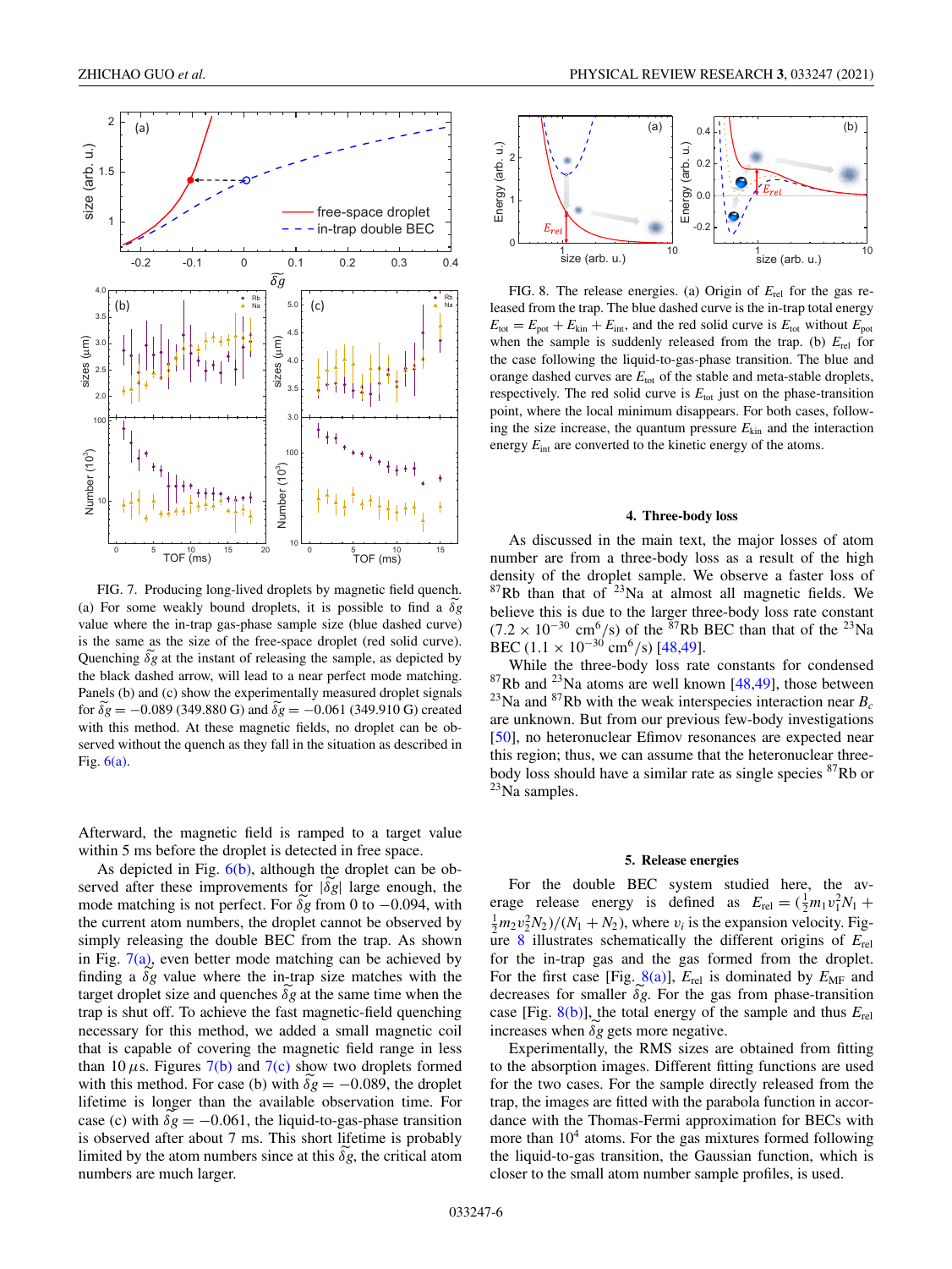FIG. 7. Producing long-lived droplets by magnetic field quench. (a) For some weakly bound droplets, it is possible to find a $\widetilde{\delta g}$ value where the in-trap gas-phase sample size (blue dashed curve) is the same as the size of the free-space droplet (red solid curve). Quenching $\widetilde{\delta g}$ at the instant of releasing the sample, as depicted by the black dashed arrow, will lead to a near perfect mode matching. Panels (b) and (c) show the experimentally measured droplet signals for $\widetilde{\delta g} = -0.089$ (349.880 G) and $\widetilde{\delta g} = -0.061$ (349.910 G) created with this method. At these magnetic fields, no droplet can be observed without the quench as they fall in the situation as described in Fig. 6(a).

Afterward, the magnetic field is ramped to a target value within 5 ms before the droplet is detected in free space.

As depicted in Fig. 6(b), although the droplet can be observed after these improvements for $|\widetilde{\delta g}|$ large enough, the mode matching is not perfect. For $\widetilde{\delta g}$ from 0 to $-0.094$, with the current atom numbers, the droplet cannot be observed by simply releasing the double BEC from the trap. As shown in Fig. 7(a), even better mode matching can be achieved by finding a $\widetilde{\delta g}$ value where the in-trap size matches with the target droplet size and quenches $\widetilde{\delta g}$ at the same time when the trap is shut off. To achieve the fast magnetic-field quenching necessary for this method, we added a small magnetic coil that is capable of covering the magnetic field range in less than 10 $\mu$s. Figures 7(b) and 7(c) show two droplets formed with this method. For case (b) with $\widetilde{\delta g} = -0.089$, the droplet lifetime is longer than the available observation time. For case (c) with $\widetilde{\delta g} = -0.061$, the liquid-to-gas-phase transition is observed after about 7 ms. This short lifetime is probably limited by the atom numbers since at this $\widetilde{\delta g}$, the critical atom numbers are much larger.

FIG. 8. The release energies. (a) Origin of $E_{\rm rel}$ for the gas released from the trap. The blue dashed curve is the in-trap total energy $E_{\rm tot} = E_{\rm pot} + E_{\rm kin} + E_{\rm int}$, and the red solid curve is $E_{\rm tot}$ without $E_{\rm pot}$ when the sample is suddenly released from the trap. (b) $E_{\rm rel}$ for the case following the liquid-to-gas-phase transition. The blue and orange dashed curves are $E_{\rm tot}$ of the stable and meta-stable droplets, respectively. The red solid curve is $E_{\rm tot}$ just on the phase-transition point, where the local minimum disappears. For both cases, following the size increase, the quantum pressure $E_{\rm kin}$ and the interaction energy $E_{\rm int}$ are converted to the kinetic energy of the atoms.

#### 4. Three-body loss

As discussed in the main text, the major losses of atom number are from a three-body loss as a result of the high density of the droplet sample. We observe a faster loss of $^{87}$Rb than that of $^{23}$Na at almost all magnetic fields. We believe this is due to the larger three-body loss rate constant ($7.2 \times 10^{-30}$ cm$^6$/s) of the $^{87}$Rb BEC than that of the $^{23}$Na BEC ($1.1 \times 10^{-30}$ cm$^6$/s) [48,49].

While the three-body loss rate constants for condensed $^{87}$Rb and $^{23}$Na atoms are well known [48,49], those between $^{23}$Na and $^{87}$Rb with the weak interspecies interaction near $B_c$ are unknown. But from our previous few-body investigations [50], no heteronuclear Efimov resonances are expected near this region; thus, we can assume that the heteronuclear three-body loss should have a similar rate as single species $^{87}$Rb or $^{23}$Na samples.

#### 5. Release energies

For the double BEC system studied here, the average release energy is defined as $E_{\rm rel} = (\frac{1}{2}m_1v_1^2N_1 + \frac{1}{2}m_2v_2^2N_2)/(N_1+N_2)$, where $v_i$ is the expansion velocity. Figure 8 illustrates schematically the different origins of $E_{\rm rel}$ for the in-trap gas and the gas formed from the droplet. For the first case [Fig. 8(a)], $E_{\rm rel}$ is dominated by $E_{\rm MF}$ and decreases for smaller $\widetilde{\delta g}$. For the gas from phase-transition case [Fig. 8(b)], the total energy of the sample and thus $E_{\rm rel}$ increases when $\widetilde{\delta g}$ gets more negative.

Experimentally, the RMS sizes are obtained from fitting to the absorption images. Different fitting functions are used for the two cases. For the sample directly released from the trap, the images are fitted with the parabola function in accordance with the Thomas-Fermi approximation for BECs with more than $10^4$ atoms. For the gas mixtures formed following the liquid-to-gas transition, the Gaussian function, which is closer to the small atom number sample profiles, is used.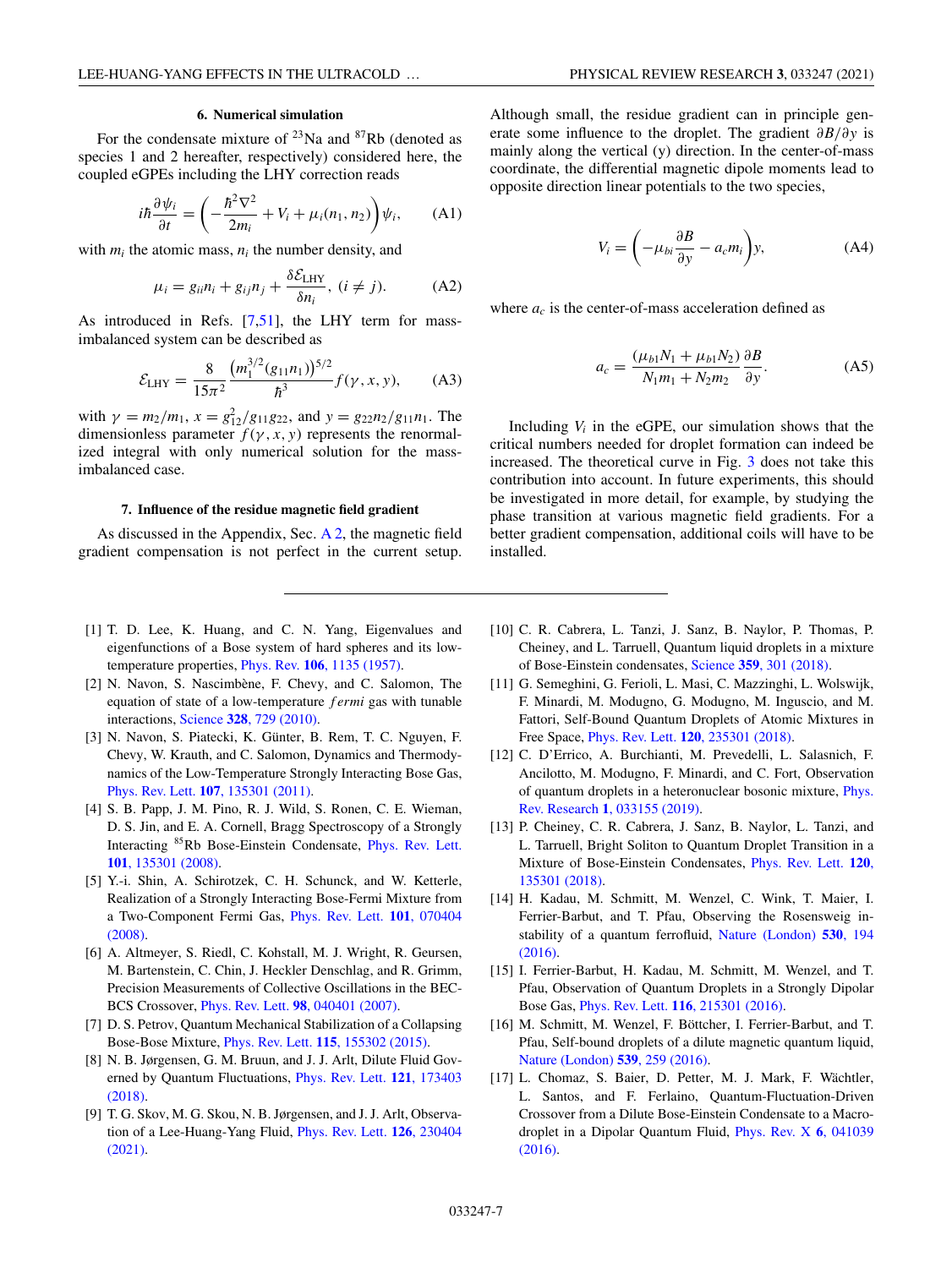#### 6. Numerical simulation

For the condensate mixture of $^{23}$Na and $^{87}$Rb (denoted as species 1 and 2 hereafter, respectively) considered here, the coupled eGPEs including the LHY correction reads

$$i\hbar\frac{\partial \psi_i}{\partial t} = \left(-\frac{\hbar^2\nabla^2}{2m_i} + V_i + \mu_i(n_1, n_2)\right)\psi_i, \tag{A1}$$

with $m_i$ the atomic mass, $n_i$ the number density, and

$$\mu_i = g_{ii}n_i + g_{ij}n_j + \frac{\delta \mathcal{E}_{\rm LHY}}{\delta n_i},\ (i \neq j). \tag{A2}$$

As introduced in Refs. [7,51], the LHY term for mass-imbalanced system can be described as

$$\mathcal{E}_{\rm LHY} = \frac{8}{15\pi^2}\frac{\left(m_1^{3/2}(g_{11}n_1)\right)^{5/2}}{\hbar^3}f(\gamma, x, y), \tag{A3}$$

with $\gamma = m_2/m_1$, $x = g_{12}^2/g_{11}g_{22}$, and $y = g_{22}n_2/g_{11}n_1$. The dimensionless parameter $f(\gamma, x, y)$ represents the renormalized integral with only numerical solution for the mass-imbalanced case.

#### 7. Influence of the residue magnetic field gradient

As discussed in the Appendix, Sec. A 2, the magnetic field gradient compensation is not perfect in the current setup. Although small, the residue gradient can in principle generate some influence to the droplet. The gradient $\partial B/\partial y$ is mainly along the vertical (y) direction. In the center-of-mass coordinate, the differential magnetic dipole moments lead to opposite direction linear potentials to the two species,

$$V_i = \left(-\mu_{bi}\frac{\partial B}{\partial y} - a_c m_i\right)y, \tag{A4}$$

where $a_c$ is the center-of-mass acceleration defined as

$$a_c = \frac{(\mu_{b1}N_1 + \mu_{b1}N_2)}{N_1m_1 + N_2m_2}\frac{\partial B}{\partial y}. \tag{A5}$$

Including $V_i$ in the eGPE, our simulation shows that the critical numbers needed for droplet formation can indeed be increased. The theoretical curve in Fig. 3 does not take this contribution into account. In future experiments, this should be investigated in more detail, for example, by studying the phase transition at various magnetic field gradients. For a better gradient compensation, additional coils will have to be installed.

---

[1] T. D. Lee, K. Huang, and C. N. Yang, Eigenvalues and eigenfunctions of a Bose system of hard spheres and its low-temperature properties, Phys. Rev. **106**, 1135 (1957).

[2] N. Navon, S. Nascimbène, F. Chevy, and C. Salomon, The equation of state of a low-temperature *fermi* gas with tunable interactions, Science **328**, 729 (2010).

[3] N. Navon, S. Piatecki, K. Günter, B. Rem, T. C. Nguyen, F. Chevy, W. Krauth, and C. Salomon, Dynamics and Thermodynamics of the Low-Temperature Strongly Interacting Bose Gas, Phys. Rev. Lett. **107**, 135301 (2011).

[4] S. B. Papp, J. M. Pino, R. J. Wild, S. Ronen, C. E. Wieman, D. S. Jin, and E. A. Cornell, Bragg Spectroscopy of a Strongly Interacting $^{85}$Rb Bose-Einstein Condensate, Phys. Rev. Lett. **101**, 135301 (2008).

[5] Y.-i. Shin, A. Schirotzek, C. H. Schunck, and W. Ketterle, Realization of a Strongly Interacting Bose-Fermi Mixture from a Two-Component Fermi Gas, Phys. Rev. Lett. **101**, 070404 (2008).

[6] A. Altmeyer, S. Riedl, C. Kohstall, M. J. Wright, R. Geursen, M. Bartenstein, C. Chin, J. Heckler Denschlag, and R. Grimm, Precision Measurements of Collective Oscillations in the BEC-BCS Crossover, Phys. Rev. Lett. **98**, 040401 (2007).

[7] D. S. Petrov, Quantum Mechanical Stabilization of a Collapsing Bose-Bose Mixture, Phys. Rev. Lett. **115**, 155302 (2015).

[8] N. B. Jørgensen, G. M. Bruun, and J. J. Arlt, Dilute Fluid Governed by Quantum Fluctuations, Phys. Rev. Lett. **121**, 173403 (2018).

[9] T. G. Skov, M. G. Skou, N. B. Jørgensen, and J. J. Arlt, Observation of a Lee-Huang-Yang Fluid, Phys. Rev. Lett. **126**, 230404 (2021).

[10] C. R. Cabrera, L. Tanzi, J. Sanz, B. Naylor, P. Thomas, P. Cheiney, and L. Tarruell, Quantum liquid droplets in a mixture of Bose-Einstein condensates, Science **359**, 301 (2018).

[11] G. Semeghini, G. Ferioli, L. Masi, C. Mazzinghi, L. Wolswijk, F. Minardi, M. Modugno, G. Modugno, M. Inguscio, and M. Fattori, Self-Bound Quantum Droplets of Atomic Mixtures in Free Space, Phys. Rev. Lett. **120**, 235301 (2018).

[12] C. D'Errico, A. Burchianti, M. Prevedelli, L. Salasnich, F. Ancilotto, M. Modugno, F. Minardi, and C. Fort, Observation of quantum droplets in a heteronuclear bosonic mixture, Phys. Rev. Research **1**, 033155 (2019).

[13] P. Cheiney, C. R. Cabrera, J. Sanz, B. Naylor, L. Tanzi, and L. Tarruell, Bright Soliton to Quantum Droplet Transition in a Mixture of Bose-Einstein Condensates, Phys. Rev. Lett. **120**, 135301 (2018).

[14] H. Kadau, M. Schmitt, M. Wenzel, C. Wink, T. Maier, I. Ferrier-Barbut, and T. Pfau, Observing the Rosensweig instability of a quantum ferrofluid, Nature (London) **530**, 194 (2016).

[15] I. Ferrier-Barbut, H. Kadau, M. Schmitt, M. Wenzel, and T. Pfau, Observation of Quantum Droplets in a Strongly Dipolar Bose Gas, Phys. Rev. Lett. **116**, 215301 (2016).

[16] M. Schmitt, M. Wenzel, F. Böttcher, I. Ferrier-Barbut, and T. Pfau, Self-bound droplets of a dilute magnetic quantum liquid, Nature (London) **539**, 259 (2016).

[17] L. Chomaz, S. Baier, D. Petter, M. J. Mark, F. Wächtler, L. Santos, and F. Ferlaino, Quantum-Fluctuation-Driven Crossover from a Dilute Bose-Einstein Condensate to a Macrodroplet in a Dipolar Quantum Fluid, Phys. Rev. X **6**, 041039 (2016).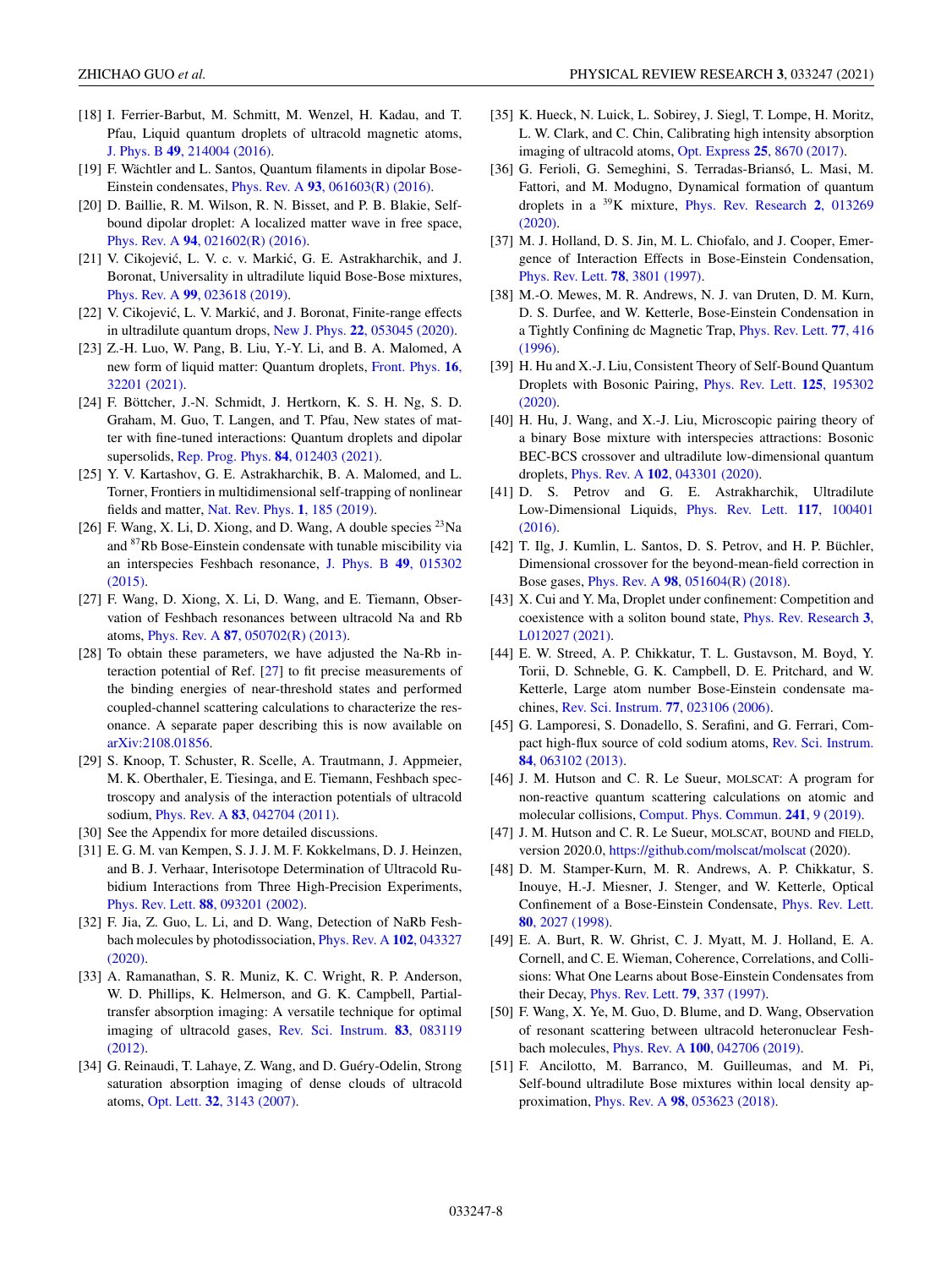[18] I. Ferrier-Barbut, M. Schmitt, M. Wenzel, H. Kadau, and T. Pfau, Liquid quantum droplets of ultracold magnetic atoms, J. Phys. B **49**, 214004 (2016).

[19] F. Wächtler and L. Santos, Quantum filaments in dipolar Bose-Einstein condensates, Phys. Rev. A **93**, 061603(R) (2016).

[20] D. Baillie, R. M. Wilson, R. N. Bisset, and P. B. Blakie, Self-bound dipolar droplet: A localized matter wave in free space, Phys. Rev. A **94**, 021602(R) (2016).

[21] V. Cikojević, L. V. c. v. Markić, G. E. Astrakharchik, and J. Boronat, Universality in ultradilute liquid Bose-Bose mixtures, Phys. Rev. A **99**, 023618 (2019).

[22] V. Cikojević, L. V. Markić, and J. Boronat, Finite-range effects in ultradilute quantum drops, New J. Phys. **22**, 053045 (2020).

[23] Z.-H. Luo, W. Pang, B. Liu, Y.-Y. Li, and B. A. Malomed, A new form of liquid matter: Quantum droplets, Front. Phys. **16**, 32201 (2021).

[24] F. Böttcher, J.-N. Schmidt, J. Hertkorn, K. S. H. Ng, S. D. Graham, M. Guo, T. Langen, and T. Pfau, New states of matter with fine-tuned interactions: Quantum droplets and dipolar supersolids, Rep. Prog. Phys. **84**, 012403 (2021).

[25] Y. V. Kartashov, G. E. Astrakharchik, B. A. Malomed, and L. Torner, Frontiers in multidimensional self-trapping of nonlinear fields and matter, Nat. Rev. Phys. **1**, 185 (2019).

[26] F. Wang, X. Li, D. Xiong, and D. Wang, A double species $^{23}$Na and $^{87}$Rb Bose-Einstein condensate with tunable miscibility via an interspecies Feshbach resonance, J. Phys. B **49**, 015302 (2015).

[27] F. Wang, D. Xiong, X. Li, D. Wang, and E. Tiemann, Observation of Feshbach resonances between ultracold Na and Rb atoms, Phys. Rev. A **87**, 050702(R) (2013).

[28] To obtain these parameters, we have adjusted the Na-Rb interaction potential of Ref. [27] to fit precise measurements of the binding energies of near-threshold states and performed coupled-channel scattering calculations to characterize the resonance. A separate paper describing this is now available on arXiv:2108.01856.

[29] S. Knoop, T. Schuster, R. Scelle, A. Trautmann, J. Appmeier, M. K. Oberthaler, E. Tiesinga, and E. Tiemann, Feshbach spectroscopy and analysis of the interaction potentials of ultracold sodium, Phys. Rev. A **83**, 042704 (2011).

[30] See the Appendix for more detailed discussions.

[31] E. G. M. van Kempen, S. J. J. M. F. Kokkelmans, D. J. Heinzen, and B. J. Verhaar, Interisotope Determination of Ultracold Rubidium Interactions from Three High-Precision Experiments, Phys. Rev. Lett. **88**, 093201 (2002).

[32] F. Jia, Z. Guo, L. Li, and D. Wang, Detection of NaRb Feshbach molecules by photodissociation, Phys. Rev. A **102**, 043327 (2020).

[33] A. Ramanathan, S. R. Muniz, K. C. Wright, R. P. Anderson, W. D. Phillips, K. Helmerson, and G. K. Campbell, Partial-transfer absorption imaging: A versatile technique for optimal imaging of ultracold gases, Rev. Sci. Instrum. **83**, 083119 (2012).

[34] G. Reinaudi, T. Lahaye, Z. Wang, and D. Guéry-Odelin, Strong saturation absorption imaging of dense clouds of ultracold atoms, Opt. Lett. **32**, 3143 (2007).

[35] K. Hueck, N. Luick, L. Sobirey, J. Siegl, T. Lompe, H. Moritz, L. W. Clark, and C. Chin, Calibrating high intensity absorption imaging of ultracold atoms, Opt. Express **25**, 8670 (2017).

[36] G. Ferioli, G. Semeghini, S. Terradas-Briansó, L. Masi, M. Fattori, and M. Modugno, Dynamical formation of quantum droplets in a $^{39}$K mixture, Phys. Rev. Research **2**, 013269 (2020).

[37] M. J. Holland, D. S. Jin, M. L. Chiofalo, and J. Cooper, Emergence of Interaction Effects in Bose-Einstein Condensation, Phys. Rev. Lett. **78**, 3801 (1997).

[38] M.-O. Mewes, M. R. Andrews, N. J. van Druten, D. M. Kurn, D. S. Durfee, and W. Ketterle, Bose-Einstein Condensation in a Tightly Confining dc Magnetic Trap, Phys. Rev. Lett. **77**, 416 (1996).

[39] H. Hu and X.-J. Liu, Consistent Theory of Self-Bound Quantum Droplets with Bosonic Pairing, Phys. Rev. Lett. **125**, 195302 (2020).

[40] H. Hu, J. Wang, and X.-J. Liu, Microscopic pairing theory of a binary Bose mixture with interspecies attractions: Bosonic BEC-BCS crossover and ultradilute low-dimensional quantum droplets, Phys. Rev. A **102**, 043301 (2020).

[41] D. S. Petrov and G. E. Astrakharchik, Ultradilute Low-Dimensional Liquids, Phys. Rev. Lett. **117**, 100401 (2016).

[42] T. Ilg, J. Kumlin, L. Santos, D. S. Petrov, and H. P. Büchler, Dimensional crossover for the beyond-mean-field correction in Bose gases, Phys. Rev. A **98**, 051604(R) (2018).

[43] X. Cui and Y. Ma, Droplet under confinement: Competition and coexistence with a soliton bound state, Phys. Rev. Research **3**, L012027 (2021).

[44] E. W. Streed, A. P. Chikkatur, T. L. Gustavson, M. Boyd, Y. Torii, D. Schneble, G. K. Campbell, D. E. Pritchard, and W. Ketterle, Large atom number Bose-Einstein condensate machines, Rev. Sci. Instrum. **77**, 023106 (2006).

[45] G. Lamporesi, S. Donadello, S. Serafini, and G. Ferrari, Compact high-flux source of cold sodium atoms, Rev. Sci. Instrum. **84**, 063102 (2013).

[46] J. M. Hutson and C. R. Le Sueur, MOLSCAT: A program for non-reactive quantum scattering calculations on atomic and molecular collisions, Comput. Phys. Commun. **241**, 9 (2019).

[47] J. M. Hutson and C. R. Le Sueur, MOLSCAT, BOUND and FIELD, version 2020.0, https://github.com/molscat/molscat (2020).

[48] D. M. Stamper-Kurn, M. R. Andrews, A. P. Chikkatur, S. Inouye, H.-J. Miesner, J. Stenger, and W. Ketterle, Optical Confinement of a Bose-Einstein Condensate, Phys. Rev. Lett. **80**, 2027 (1998).

[49] E. A. Burt, R. W. Ghrist, C. J. Myatt, M. J. Holland, E. A. Cornell, and C. E. Wieman, Coherence, Correlations, and Collisions: What One Learns about Bose-Einstein Condensates from their Decay, Phys. Rev. Lett. **79**, 337 (1997).

[50] F. Wang, X. Ye, M. Guo, D. Blume, and D. Wang, Observation of resonant scattering between ultracold heteronuclear Feshbach molecules, Phys. Rev. A **100**, 042706 (2019).

[51] F. Ancilotto, M. Barranco, M. Guilleumas, and M. Pi, Self-bound ultradilute Bose mixtures within local density approximation, Phys. Rev. A **98**, 053623 (2018).